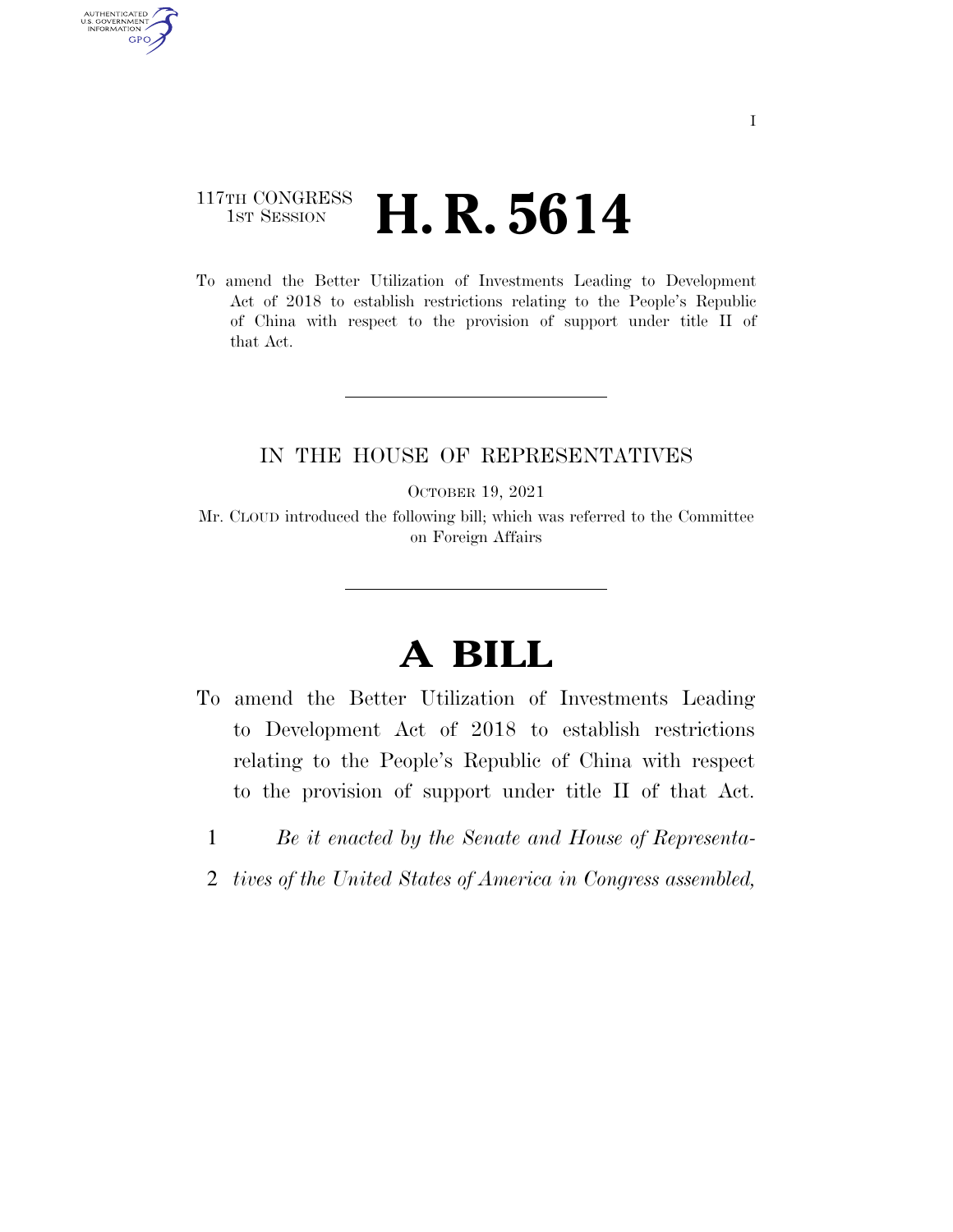117TH CONGRESS
1ST SESSION

# H. R. 5614

To amend the Better Utilization of Investments Leading to Development Act of 2018 to establish restrictions relating to the People's Republic of China with respect to the provision of support under title II of that Act.

IN THE HOUSE OF REPRESENTATIVES

OCTOBER 19, 2021

Mr. CLOUD introduced the following bill; which was referred to the Committee on Foreign Affairs

# A BILL

To amend the Better Utilization of Investments Leading to Development Act of 2018 to establish restrictions relating to the People's Republic of China with respect to the provision of support under title II of that Act.

1 *Be it enacted by the Senate and House of Representa-*
2 *tives of the United States of America in Congress assembled,*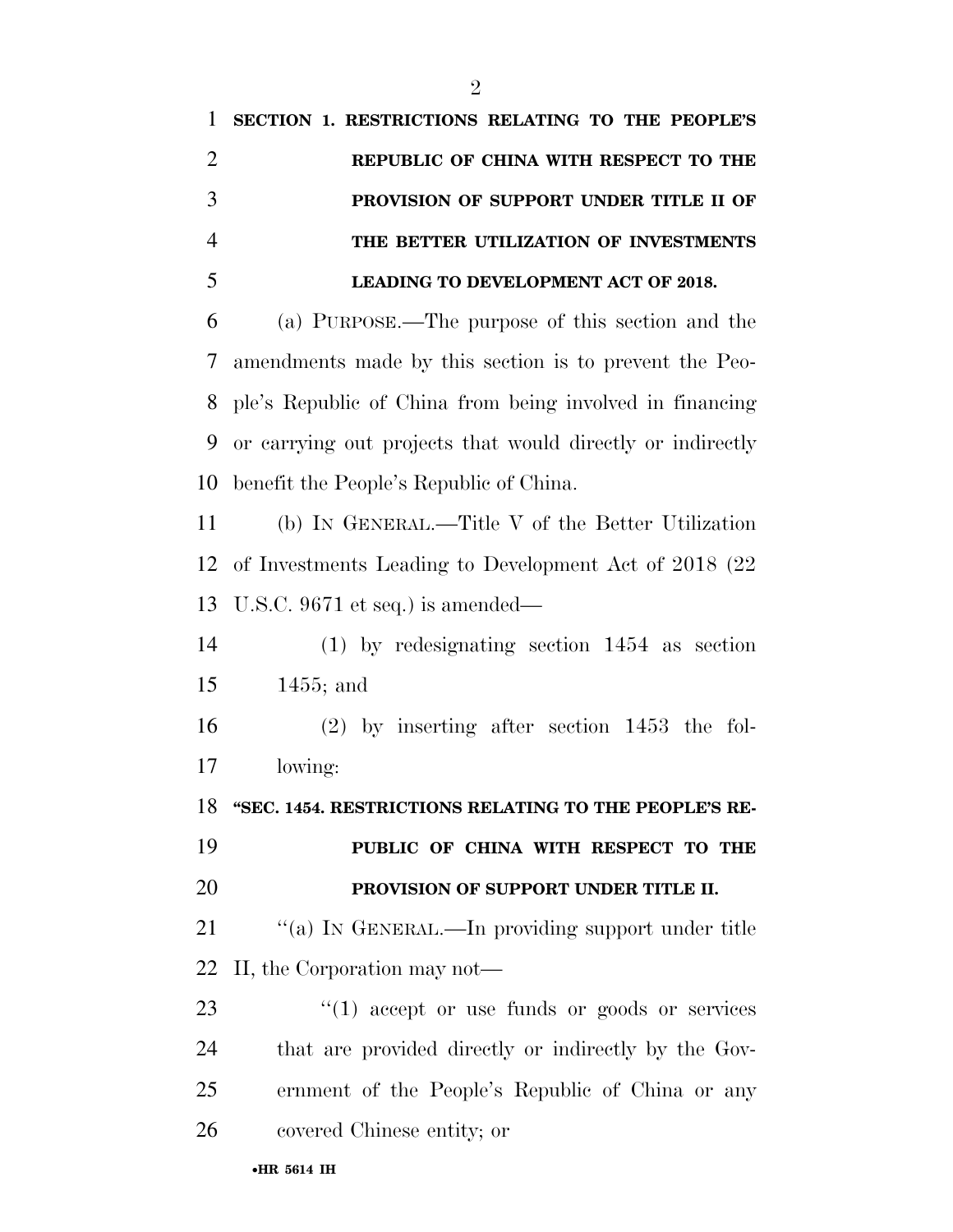**SECTION 1. RESTRICTIONS RELATING TO THE PEOPLE'S REPUBLIC OF CHINA WITH RESPECT TO THE PROVISION OF SUPPORT UNDER TITLE II OF THE BETTER UTILIZATION OF INVESTMENTS LEADING TO DEVELOPMENT ACT OF 2018.**

(a) PURPOSE.—The purpose of this section and the amendments made by this section is to prevent the People's Republic of China from being involved in financing or carrying out projects that would directly or indirectly benefit the People's Republic of China.

(b) IN GENERAL.—Title V of the Better Utilization of Investments Leading to Development Act of 2018 (22 U.S.C. 9671 et seq.) is amended—

(1) by redesignating section 1454 as section 1455; and

(2) by inserting after section 1453 the following:

**"SEC. 1454. RESTRICTIONS RELATING TO THE PEOPLE'S REPUBLIC OF CHINA WITH RESPECT TO THE PROVISION OF SUPPORT UNDER TITLE II.**

"(a) IN GENERAL.—In providing support under title II, the Corporation may not—

"(1) accept or use funds or goods or services that are provided directly or indirectly by the Government of the People's Republic of China or any covered Chinese entity; or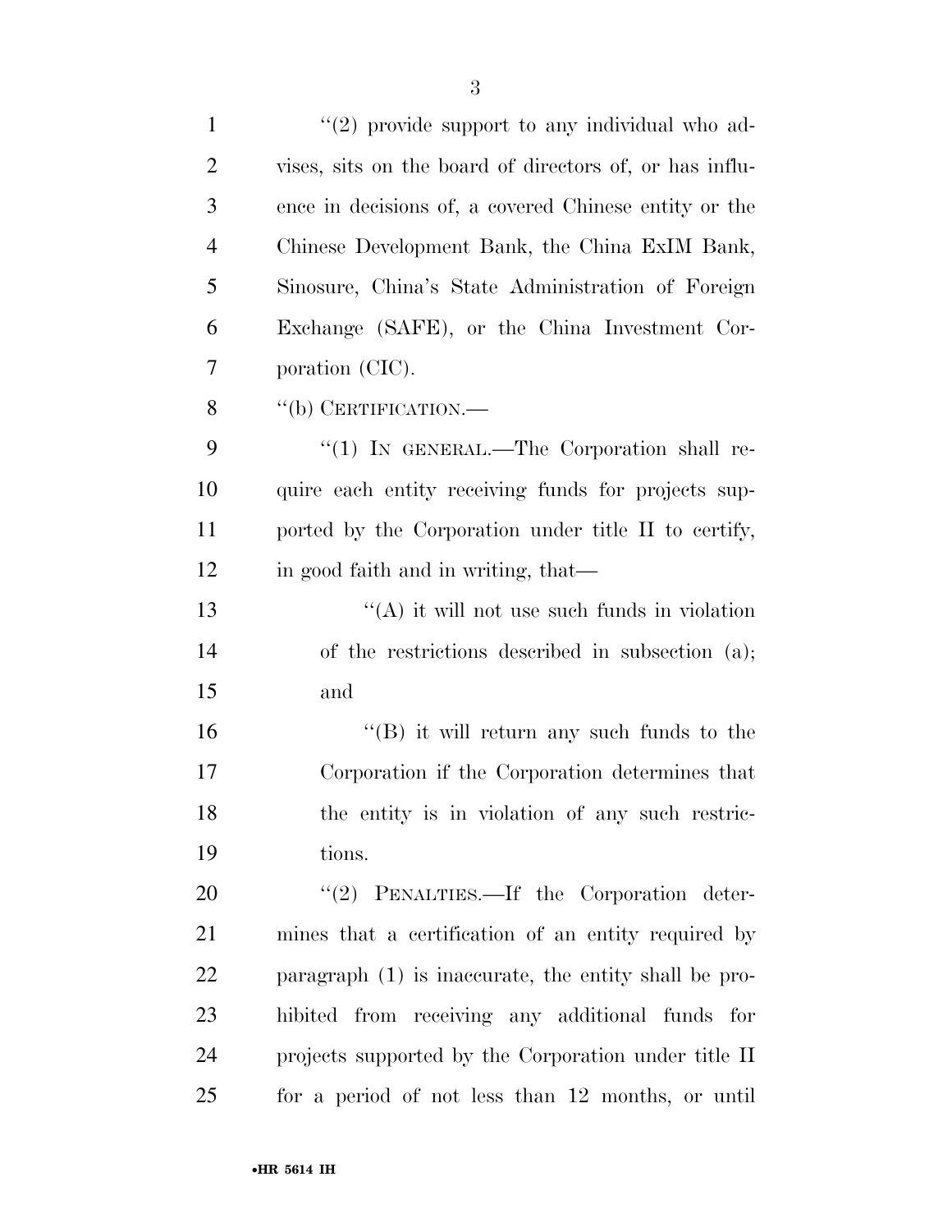''(2) provide support to any individual who advises, sits on the board of directors of, or has influence in decisions of, a covered Chinese entity or the Chinese Development Bank, the China ExIM Bank, Sinosure, China's State Administration of Foreign Exchange (SAFE), or the China Investment Corporation (CIC).

''(b) CERTIFICATION.—

''(1) IN GENERAL.—The Corporation shall require each entity receiving funds for projects supported by the Corporation under title II to certify, in good faith and in writing, that—

''(A) it will not use such funds in violation of the restrictions described in subsection (a); and

''(B) it will return any such funds to the Corporation if the Corporation determines that the entity is in violation of any such restrictions.

''(2) PENALTIES.—If the Corporation determines that a certification of an entity required by paragraph (1) is inaccurate, the entity shall be prohibited from receiving any additional funds for projects supported by the Corporation under title II for a period of not less than 12 months, or until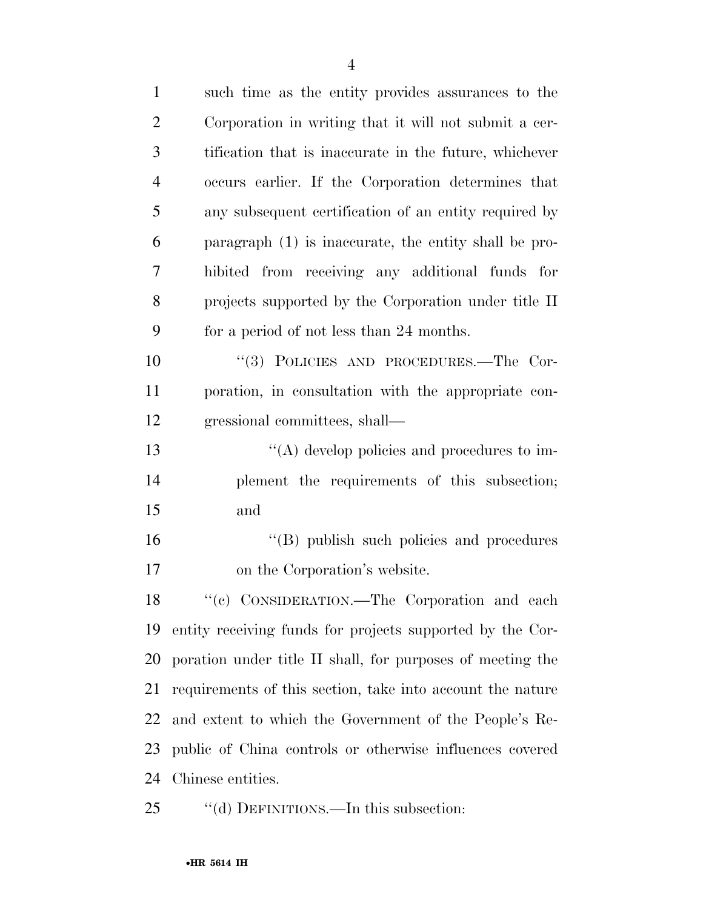such time as the entity provides assurances to the Corporation in writing that it will not submit a certification that is inaccurate in the future, whichever occurs earlier. If the Corporation determines that any subsequent certification of an entity required by paragraph (1) is inaccurate, the entity shall be prohibited from receiving any additional funds for projects supported by the Corporation under title II for a period of not less than 24 months.

"(3) POLICIES AND PROCEDURES.—The Corporation, in consultation with the appropriate congressional committees, shall—

"(A) develop policies and procedures to implement the requirements of this subsection; and

"(B) publish such policies and procedures on the Corporation's website.

"(c) CONSIDERATION.—The Corporation and each entity receiving funds for projects supported by the Corporation under title II shall, for purposes of meeting the requirements of this section, take into account the nature and extent to which the Government of the People's Republic of China controls or otherwise influences covered Chinese entities.

"(d) DEFINITIONS.—In this subsection: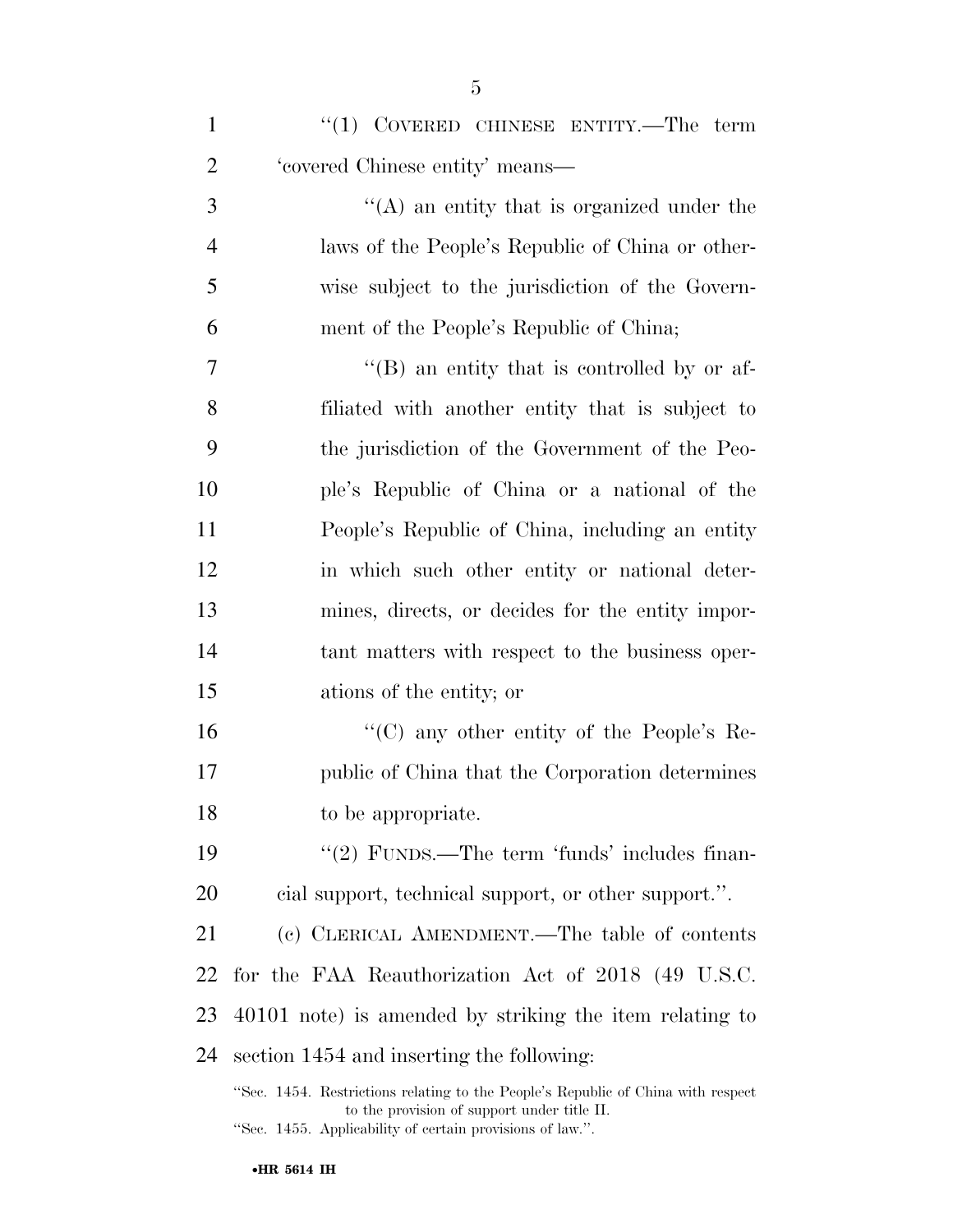"(1) COVERED CHINESE ENTITY.—The term 'covered Chinese entity' means—

"(A) an entity that is organized under the laws of the People's Republic of China or otherwise subject to the jurisdiction of the Government of the People's Republic of China;

"(B) an entity that is controlled by or affiliated with another entity that is subject to the jurisdiction of the Government of the People's Republic of China or a national of the People's Republic of China, including an entity in which such other entity or national determines, directs, or decides for the entity important matters with respect to the business operations of the entity; or

"(C) any other entity of the People's Republic of China that the Corporation determines to be appropriate.

"(2) FUNDS.—The term 'funds' includes financial support, technical support, or other support.".

(c) CLERICAL AMENDMENT.—The table of contents for the FAA Reauthorization Act of 2018 (49 U.S.C. 40101 note) is amended by striking the item relating to section 1454 and inserting the following:

"Sec. 1454. Restrictions relating to the People's Republic of China with respect to the provision of support under title II.

"Sec. 1455. Applicability of certain provisions of law.".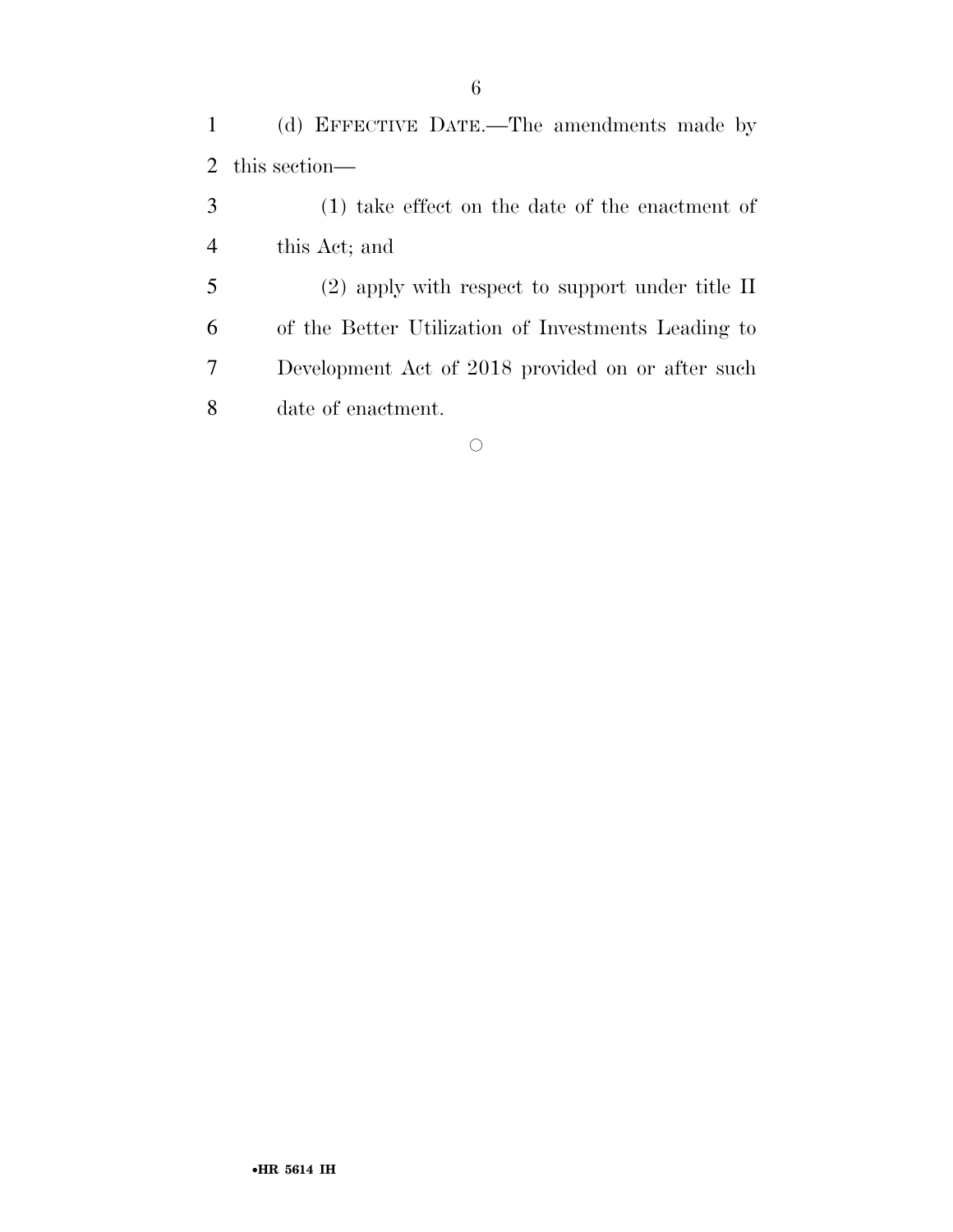(d) EFFECTIVE DATE.—The amendments made by this section—

(1) take effect on the date of the enactment of this Act; and

(2) apply with respect to support under title II of the Better Utilization of Investments Leading to Development Act of 2018 provided on or after such date of enactment.

○